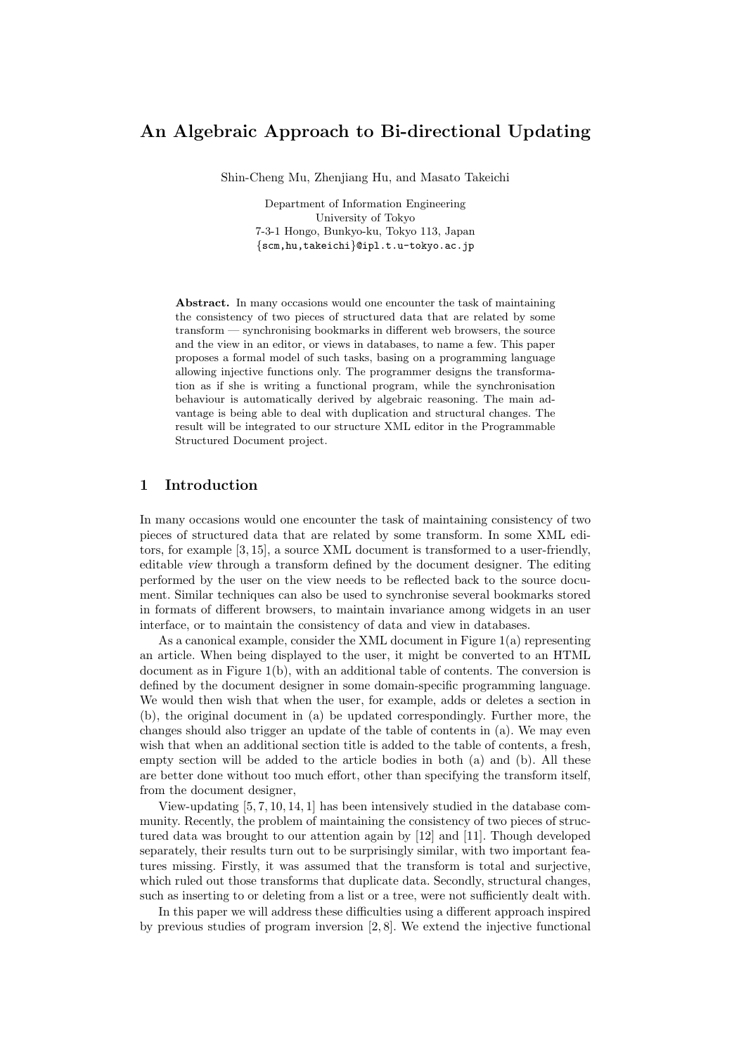# An Algebraic Approach to Bi-directional Updating

Shin-Cheng Mu, Zhenjiang Hu, and Masato Takeichi

Department of Information Engineering
University of Tokyo
7-3-1 Hongo, Bunkyo-ku, Tokyo 113, Japan
{scm,hu,takeichi}@ipl.t.u-tokyo.ac.jp

**Abstract.** In many occasions would one encounter the task of maintaining the consistency of two pieces of structured data that are related by some transform — synchronising bookmarks in different web browsers, the source and the view in an editor, or views in databases, to name a few. This paper proposes a formal model of such tasks, basing on a programming language allowing injective functions only. The programmer designs the transformation as if she is writing a functional program, while the synchronisation behaviour is automatically derived by algebraic reasoning. The main advantage is being able to deal with duplication and structural changes. The result will be integrated to our structure XML editor in the Programmable Structured Document project.

## 1 Introduction

In many occasions would one encounter the task of maintaining consistency of two pieces of structured data that are related by some transform. In some XML editors, for example [3, 15], a source XML document is transformed to a user-friendly, editable *view* through a transform defined by the document designer. The editing performed by the user on the view needs to be reflected back to the source document. Similar techniques can also be used to synchronise several bookmarks stored in formats of different browsers, to maintain invariance among widgets in an user interface, or to maintain the consistency of data and view in databases.

As a canonical example, consider the XML document in Figure 1(a) representing an article. When being displayed to the user, it might be converted to an HTML document as in Figure 1(b), with an additional table of contents. The conversion is defined by the document designer in some domain-specific programming language. We would then wish that when the user, for example, adds or deletes a section in (b), the original document in (a) be updated correspondingly. Further more, the changes should also trigger an update of the table of contents in (a). We may even wish that when an additional section title is added to the table of contents, a fresh, empty section will be added to the article bodies in both (a) and (b). All these are better done without too much effort, other than specifying the transform itself, from the document designer,

View-updating [5, 7, 10, 14, 1] has been intensively studied in the database community. Recently, the problem of maintaining the consistency of two pieces of structured data was brought to our attention again by [12] and [11]. Though developed separately, their results turn out to be surprisingly similar, with two important features missing. Firstly, it was assumed that the transform is total and surjective, which ruled out those transforms that duplicate data. Secondly, structural changes, such as inserting to or deleting from a list or a tree, were not sufficiently dealt with.

In this paper we will address these difficulties using a different approach inspired by previous studies of program inversion [2, 8]. We extend the injective functional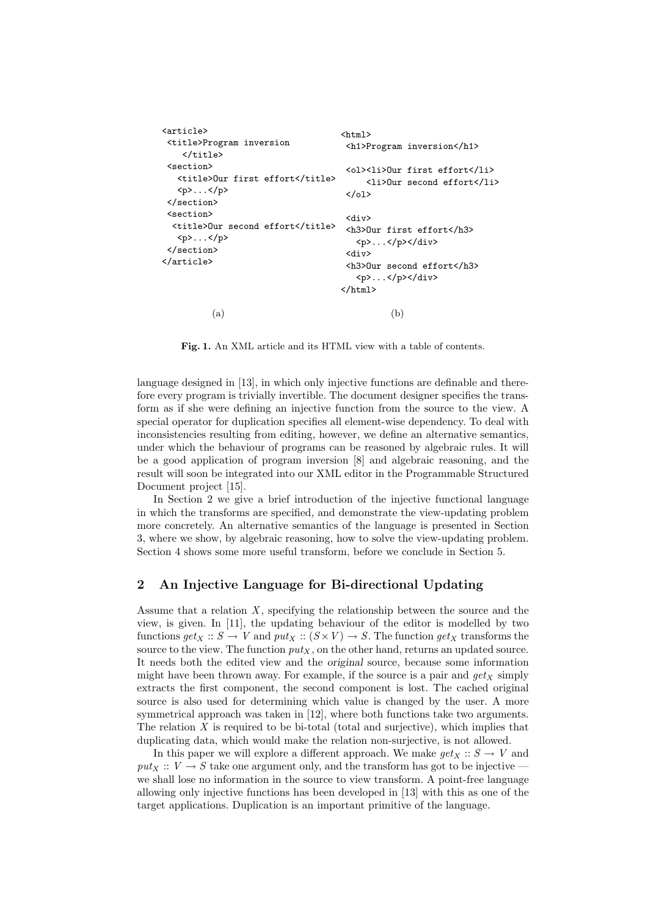```
<article>
 <title>Program inversion
    </title>
 <section>
   <title>Our first effort</title>
   <p>...</p>
 </section>
 <section>
  <title>Our second effort</title>
   <p>...</p>
 </section>
</article>
```

(a)

```
<html>
 <h1>Program inversion</h1>

 <ol><li>Our first effort</li>
     <li>Our second effort</li>
 </ol>

 <div>
 <h3>Our first effort</h3>
   <p>...</p></div>
 <div>
 <h3>Our second effort</h3>
   <p>...</p></div>
</html>
```

(b)

**Fig. 1.** An XML article and its HTML view with a table of contents.

language designed in [13], in which only injective functions are definable and therefore every program is trivially invertible. The document designer specifies the transform as if she were defining an injective function from the source to the view. A special operator for duplication specifies all element-wise dependency. To deal with inconsistencies resulting from editing, however, we define an alternative semantics, under which the behaviour of programs can be reasoned by algebraic rules. It will be a good application of program inversion [8] and algebraic reasoning, and the result will soon be integrated into our XML editor in the Programmable Structured Document project [15].

In Section 2 we give a brief introduction of the injective functional language in which the transforms are specified, and demonstrate the view-updating problem more concretely. An alternative semantics of the language is presented in Section 3, where we show, by algebraic reasoning, how to solve the view-updating problem. Section 4 shows some more useful transform, before we conclude in Section 5.

## 2 An Injective Language for Bi-directional Updating

Assume that a relation $X$, specifying the relationship between the source and the view, is given. In [11], the updating behaviour of the editor is modelled by two functions $get_X :: S \to V$ and $put_X :: (S \times V) \to S$. The function $get_X$ transforms the source to the view. The function $put_X$, on the other hand, returns an updated source. It needs both the edited view and the *original* source, because some information might have been thrown away. For example, if the source is a pair and $get_X$ simply extracts the first component, the second component is lost. The cached original source is also used for determining which value is changed by the user. A more symmetrical approach was taken in [12], where both functions take two arguments. The relation $X$ is required to be bi-total (total and surjective), which implies that duplicating data, which would make the relation non-surjective, is not allowed.

In this paper we will explore a different approach. We make $get_X :: S \to V$ and $put_X :: V \to S$ take one argument only, and the transform has got to be injective — we shall lose no information in the source to view transform. A point-free language allowing only injective functions has been developed in [13] with this as one of the target applications. Duplication is an important primitive of the language.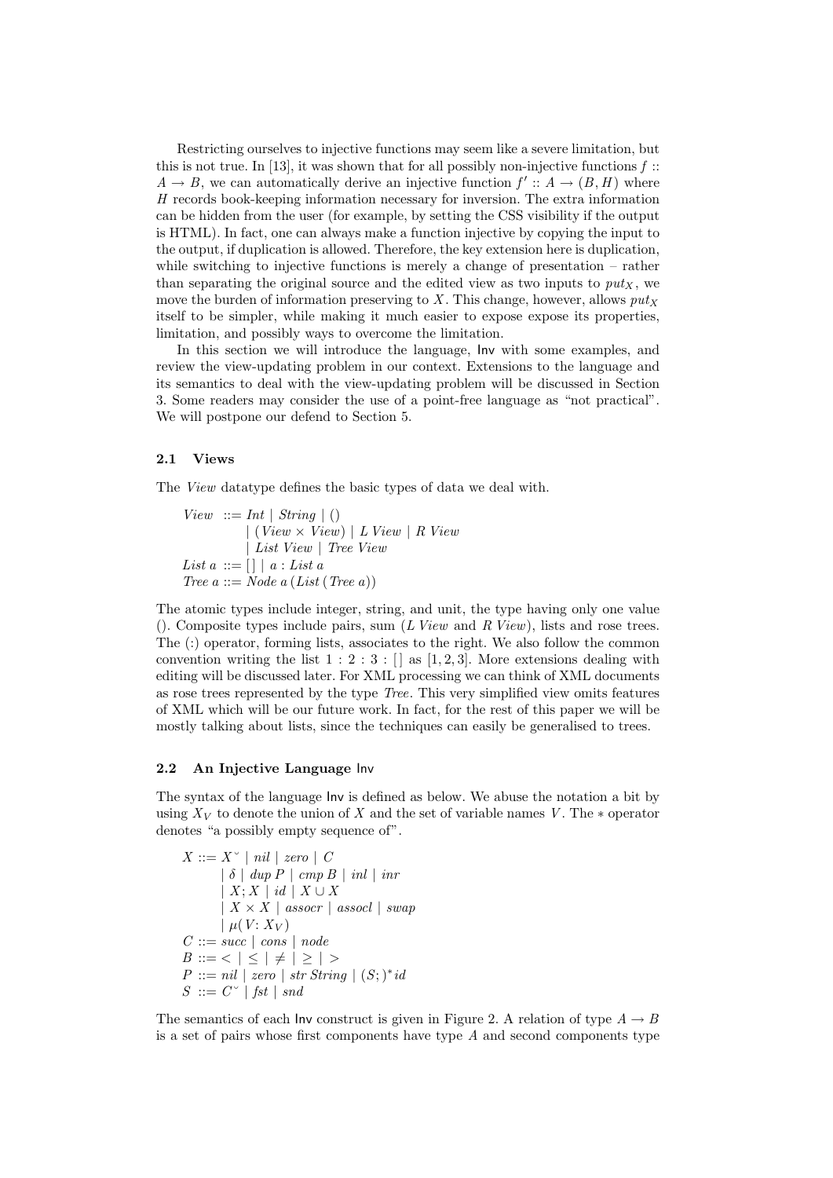Restricting ourselves to injective functions may seem like a severe limitation, but this is not true. In [13], it was shown that for all possibly non-injective functions $f :: A \to B$, we can automatically derive an injective function $f' :: A \to (B, H)$ where $H$ records book-keeping information necessary for inversion. The extra information can be hidden from the user (for example, by setting the CSS visibility if the output is HTML). In fact, one can always make a function injective by copying the input to the output, if duplication is allowed. Therefore, the key extension here is duplication, while switching to injective functions is merely a change of presentation – rather than separating the original source and the edited view as two inputs to $put_X$, we move the burden of information preserving to $X$. This change, however, allows $put_X$ itself to be simpler, while making it much easier to expose expose its properties, limitation, and possibly ways to overcome the limitation.

In this section we will introduce the language, Inv with some examples, and review the view-updating problem in our context. Extensions to the language and its semantics to deal with the view-updating problem will be discussed in Section 3. Some readers may consider the use of a point-free language as "not practical". We will postpone our defend to Section 5.

### 2.1 Views

The *View* datatype defines the basic types of data we deal with.

$$
\begin{aligned}
View \;&::= Int \mid String \mid () \\
&\quad\mid (View \times View) \mid L\; View \mid R\; View \\
&\quad\mid List\; View \mid Tree\; View \\
List\; a \;&::= [\,] \mid a : List\; a \\
Tree\; a \;&::= Node\; a\,(List\,(Tree\; a))
\end{aligned}
$$

The atomic types include integer, string, and unit, the type having only one value $()$. Composite types include pairs, sum ($L\; View$ and $R\; View$), lists and rose trees. The $(:)$ operator, forming lists, associates to the right. We also follow the common convention writing the list $1 : 2 : 3 : [\,]$ as $[1, 2, 3]$. More extensions dealing with editing will be discussed later. For XML processing we can think of XML documents as rose trees represented by the type *Tree*. This very simplified view omits features of XML which will be our future work. In fact, for the rest of this paper we will be mostly talking about lists, since the techniques can easily be generalised to trees.

### 2.2 An Injective Language Inv

The syntax of the language Inv is defined as below. We abuse the notation a bit by using $X_V$ to denote the union of $X$ and the set of variable names $V$. The $*$ operator denotes "a possibly empty sequence of".

$$
\begin{aligned}
X \;&::= X^{\smile} \mid nil \mid zero \mid C \\
&\quad\mid \delta \mid dup\; P \mid cmp\; B \mid inl \mid inr \\
&\quad\mid X; X \mid id \mid X \cup X \\
&\quad\mid X \times X \mid assocr \mid assocl \mid swap \\
&\quad\mid \mu(V\!: X_V) \\
C \;&::= succ \mid cons \mid node \\
B \;&::= \;< \;\mid\; \leq \;\mid\; \neq \;\mid\; \geq \;\mid\; > \\
P \;&::= nil \mid zero \mid str\; String \mid (S;)^{*} id \\
S \;&::= C^{\smile} \mid fst \mid snd
\end{aligned}
$$

The semantics of each Inv construct is given in Figure 2. A relation of type $A \to B$ is a set of pairs whose first components have type $A$ and second components type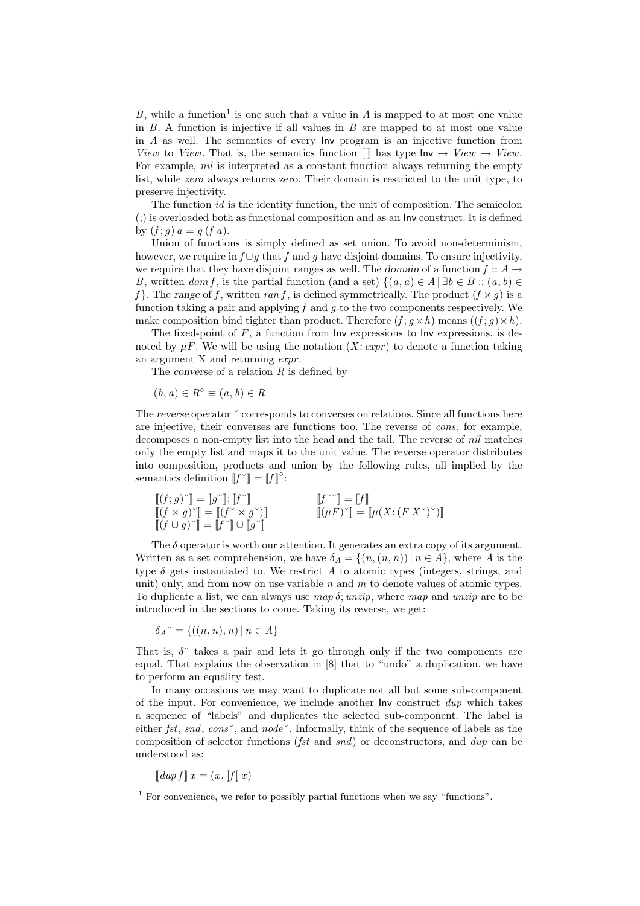$B$, while a function[1] is one such that a value in $A$ is mapped to at most one value in $B$. A function is injective if all values in $B$ are mapped to at most one value in $A$ as well. The semantics of every Inv program is an injective function from *View* to *View*. That is, the semantics function $[\![\,]\!]$ has type $\mathsf{Inv} \rightarrow \mathit{View} \rightarrow \mathit{View}$. For example, *nil* is interpreted as a constant function always returning the empty list, while *zero* always returns zero. Their domain is restricted to the unit type, to preserve injectivity.

The function *id* is the identity function, the unit of composition. The semicolon (;) is overloaded both as functional composition and as an Inv construct. It is defined by $(f; g)\; a = g\; (f\; a)$.

Union of functions is simply defined as set union. To avoid non-determinism, however, we require in $f \cup g$ that $f$ and $g$ have disjoint domains. To ensure injectivity, we require that they have disjoint ranges as well. The *domain* of a function $f :: A \rightarrow B$, written $\mathit{dom}\, f$, is the partial function (and a set) $\{(a, a) \in A \mid \exists b \in B :: (a, b) \in f\}$. The *range* of $f$, written $\mathit{ran}\, f$, is defined symmetrically. The product $(f \times g)$ is a function taking a pair and applying $f$ and $g$ to the two components respectively. We make composition bind tighter than product. Therefore $(f; g \times h)$ means $((f; g) \times h)$.

The fixed-point of $F$, a function from Inv expressions to Inv expressions, is denoted by $\mu F$. We will be using the notation $(X\colon \mathit{expr})$ to denote a function taking an argument X and returning *expr*.

The *converse* of a relation $R$ is defined by

$$(b, a) \in R^{\circ} \equiv (a, b) \in R$$

The *reverse* operator $\breve{}$ corresponds to converses on relations. Since all functions here are injective, their converses are functions too. The reverse of *cons*, for example, decomposes a non-empty list into the head and the tail. The reverse of *nil* matches only the empty list and maps it to the unit value. The reverse operator distributes into composition, products and union by the following rules, all implied by the semantics definition $[\![f\breve{}\,]\!] = [\![f]\!]^{\circ}$:

$$[\![(f; g)\breve{}\,]\!] = [\![g\breve{}\,]\!]; [\![f\breve{}\,]\!] \qquad [\![f\breve{}\breve{}\,]\!] = [\![f]\!]$$
$$[\![(f \times g)\breve{}\,]\!] = [\![(f\breve{} \times g\breve{})]\!] \qquad [\![(\mu F)\breve{}\,]\!] = [\![\mu(X\colon (F\, X\breve{})\breve{})]\!]$$
$$[\![(f \cup g)\breve{}\,]\!] = [\![f\breve{}\,]\!] \cup [\![g\breve{}\,]\!]$$

The $\delta$ operator is worth our attention. It generates an extra copy of its argument. Written as a set comprehension, we have $\delta_A = \{(n, (n, n)) \mid n \in A\}$, where $A$ is the type $\delta$ gets instantiated to. We restrict $A$ to atomic types (integers, strings, and unit) only, and from now on use variable $n$ and $m$ to denote values of atomic types. To duplicate a list, we can always use $\mathit{map}\,\delta; \mathit{unzip}$, where *map* and *unzip* are to be introduced in the sections to come. Taking its reverse, we get:

$$\delta_A\breve{} = \{((n, n), n) \mid n \in A\}$$

That is, $\delta\breve{}$ takes a pair and lets it go through only if the two components are equal. That explains the observation in [8] that to "undo" a duplication, we have to perform an equality test.

In many occasions we may want to duplicate not all but some sub-component of the input. For convenience, we include another Inv construct *dup* which takes a sequence of "labels" and duplicates the selected sub-component. The label is either *fst*, *snd*, $\mathit{cons}\breve{}$, and $\mathit{node}\breve{}$. Informally, think of the sequence of labels as the composition of selector functions (*fst* and *snd*) or deconstructors, and *dup* can be understood as:

$$[\![\mathit{dup}\, f]\!]\, x = (x, [\![f]\!]\, x)$$

[1] For convenience, we refer to possibly partial functions when we say "functions".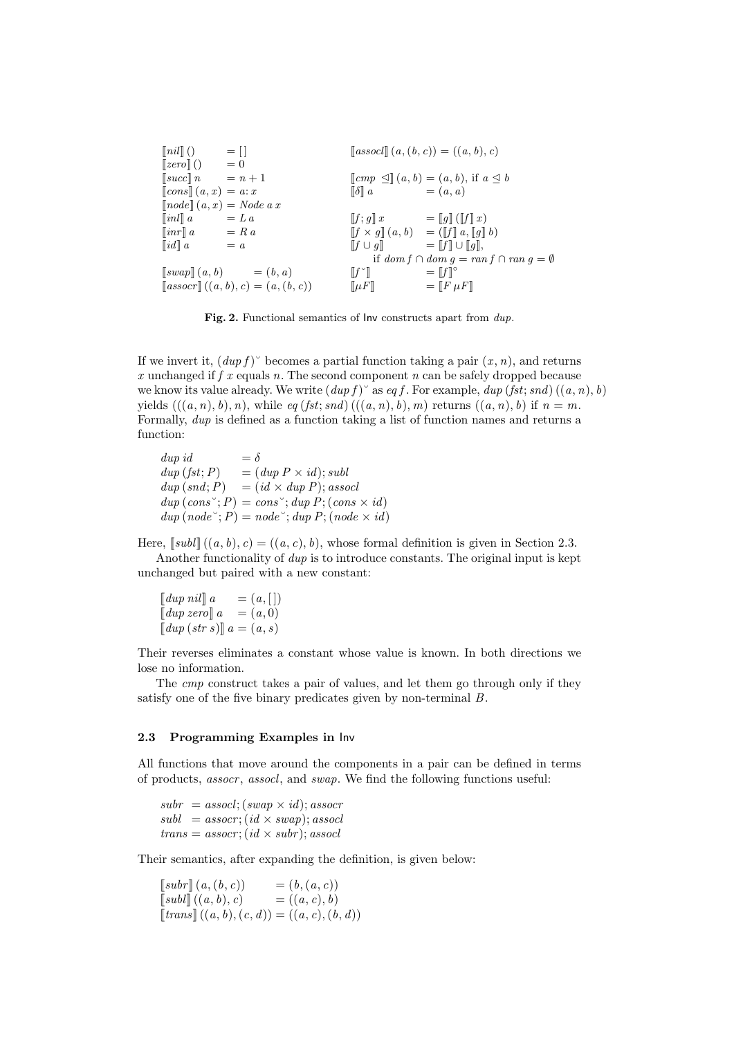$$
\begin{array}{llll}
[\![nil]\!]\,() & = [\,] & [\![assocl]\!]\,(a,(b,c)) = ((a,b),c) & \\
[\![zero]\!]\,() & = 0 & & \\
[\![succ]\!]\,n & = n+1 & [\![cmp\ \trianglelefteq]\!]\,(a,b) = (a,b), \text{ if } a \trianglelefteq b & \\
[\![cons]\!]\,(a,x) & = a\!:x & [\![\delta]\!]\,a & = (a,a) \\
[\![node]\!]\,(a,x) & = Node\ a\ x & & \\
[\![inl]\!]\,a & = L\ a & [\![f;g]\!]\,x & = [\![g]\!]\,([\![f]\!]\,x) \\
[\![inr]\!]\,a & = R\ a & [\![f \times g]\!]\,(a,b) & = ([\![f]\!]\,a, [\![g]\!]\,b) \\
[\![id]\!]\,a & = a & [\![f \cup g]\!] & = [\![f]\!] \cup [\![g]\!], \\
 & & \multicolumn{2}{l}{\quad \text{if } dom\, f \cap dom\, g = ran\, f \cap ran\, g = \emptyset} \\
[\![swap]\!]\,(a,b) & = (b,a) & [\![f^{\smile}]\!] & = [\![f]\!]^{\circ} \\
[\![assocr]\!]\,((a,b),c) & = (a,(b,c)) & [\![\mu F]\!] & = [\![F\ \mu F]\!]
\end{array}
$$

**Fig. 2.** Functional semantics of Inv constructs apart from *dup*.

If we invert it, $(dup\, f)^{\smile}$ becomes a partial function taking a pair $(x, n)$, and returns $x$ unchanged if $f\ x$ equals $n$. The second component $n$ can be safely dropped because we know its value already. We write $(dup\, f)^{\smile}$ as $eq\, f$. For example, $dup\,(fst; snd)\,((a,n),b)$ yields $(((a,n),b),n)$, while $eq\,(fst; snd)\,(((a,n),b),m)$ returns $((a,n),b)$ if $n = m$. Formally, *dup* is defined as a function taking a list of function names and returns a function:

$$
\begin{array}{ll}
dup\ id & = \delta \\
dup\,(fst; P) & = (dup\ P \times id); subl \\
dup\,(snd; P) & = (id \times dup\ P); assocl \\
dup\,(cons^{\smile}; P) & = cons^{\smile}; dup\ P; (cons \times id) \\
dup\,(node^{\smile}; P) & = node^{\smile}; dup\ P; (node \times id)
\end{array}
$$

Here, $[\![subl]\!]\,((a,b),c) = ((a,c),b)$, whose formal definition is given in Section 2.3.

Another functionality of *dup* is to introduce constants. The original input is kept unchanged but paired with a new constant:

$$
\begin{array}{ll}
[\![dup\ nil]\!]\,a & = (a,[\,]) \\
[\![dup\ zero]\!]\,a & = (a,0) \\
[\![dup\,(str\ s)]\!]\,a & = (a,s)
\end{array}
$$

Their reverses eliminates a constant whose value is known. In both directions we lose no information.

The *cmp* construct takes a pair of values, and let them go through only if they satisfy one of the five binary predicates given by non-terminal $B$.

### 2.3 Programming Examples in Inv

All functions that move around the components in a pair can be defined in terms of products, *assocr*, *assocl*, and *swap*. We find the following functions useful:

$$
\begin{array}{ll}
subr & = assocl; (swap \times id); assocr \\
subl & = assocr; (id \times swap); assocl \\
trans & = assocr; (id \times subr); assocl
\end{array}
$$

Their semantics, after expanding the definition, is given below:

$$
\begin{array}{ll}
[\![subr]\!]\,(a,(b,c)) & = (b,(a,c)) \\
[\![subl]\!]\,((a,b),c) & = ((a,c),b) \\
[\![trans]\!]\,((a,b),(c,d)) & = ((a,c),(b,d))
\end{array}
$$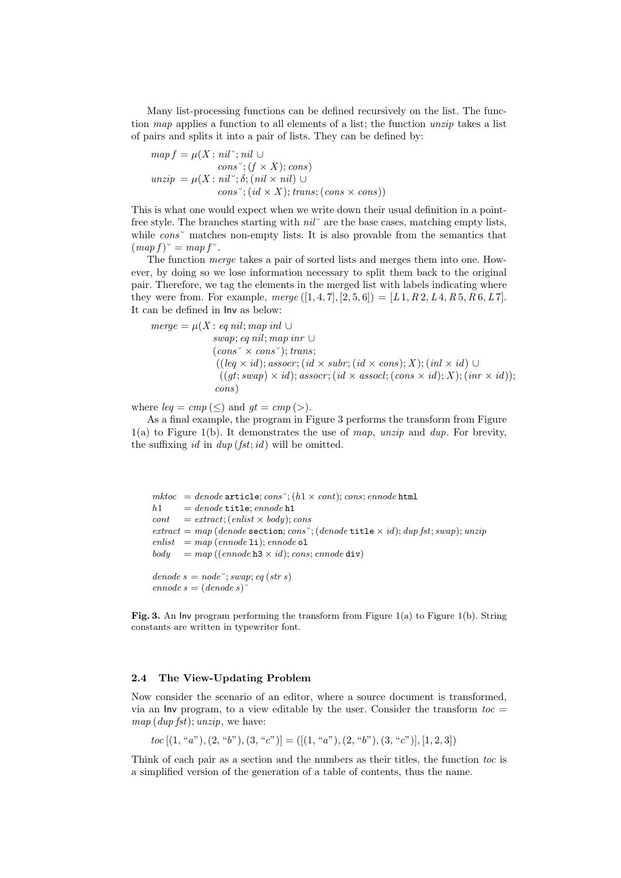Many list-processing functions can be defined recursively on the list. The function *map* applies a function to all elements of a list; the function *unzip* takes a list of pairs and splits it into a pair of lists. They can be defined by:

$$
\begin{aligned}
map\, f &= \mu(X : nil^{\smile}; nil \cup \\
&\qquad\quad cons^{\smile}; (f \times X); cons) \\
unzip &= \mu(X : nil^{\smile}; \delta; (nil \times nil) \cup \\
&\qquad\quad cons^{\smile}; (id \times X); trans; (cons \times cons))
\end{aligned}
$$

This is what one would expect when we write down their usual definition in a point-free style. The branches starting with $nil^{\smile}$ are the base cases, matching empty lists, while $cons^{\smile}$ matches non-empty lists. It is also provable from the semantics that $(map\, f)^{\smile} = map\, f^{\smile}$.

The function *merge* takes a pair of sorted lists and merges them into one. However, by doing so we lose information necessary to split them back to the original pair. Therefore, we tag the elements in the merged list with labels indicating where they were from. For example, $merge\,([1,4,7],[2,5,6]) = [L\,1, R\,2, L\,4, R\,5, R\,6, L\,7]$. It can be defined in Inv as below:

$$
\begin{aligned}
merge = \mu(X :\ & eq\ nil; map\ inl\ \cup \\
& swap; eq\ nil; map\ inr\ \cup \\
& (cons^{\smile} \times cons^{\smile}); trans; \\
& \ ((leq \times id); assocr; (id \times subr; (id \times cons); X); (inl \times id)\ \cup \\
& \quad ((gt; swap) \times id); assocr; (id \times assocl; (cons \times id); X); (inr \times id)); \\
& \ cons)
\end{aligned}
$$

where $leq = cmp\,(\leq)$ and $gt = cmp\,(>)$.

As a final example, the program in Figure 3 performs the transform from Figure 1(a) to Figure 1(b). It demonstrates the use of *map*, *unzip* and *dup*. For brevity, the suffixing *id* in $dup\,(fst; id)$ will be omitted.

$$
\begin{aligned}
mktoc &= denode\ \texttt{article}; cons^{\smile}; (h1 \times cont); cons; ennode\ \texttt{html} \\
h1 &= denode\ \texttt{title}; ennode\ \texttt{h1} \\
cont &= extract; (enlist \times body); cons \\
extract &= map\,(denode\ \texttt{section}; cons^{\smile}; (denode\ \texttt{title} \times id); dup\ fst; swap); unzip \\
enlist &= map\,(ennode\ \texttt{li}); ennode\ \texttt{ol} \\
body &= map\,((ennode\ \texttt{h3} \times id); cons; ennode\ \texttt{div}) \\
\\
denode\ s &= node^{\smile}; swap; eq\,(str\ s) \\
ennode\ s &= (denode\ s)^{\smile}
\end{aligned}
$$

**Fig. 3.** An Inv program performing the transform from Figure 1(a) to Figure 1(b). String constants are written in typewriter font.

### 2.4 The View-Updating Problem

Now consider the scenario of an editor, where a source document is transformed, via an Inv program, to a view editable by the user. Consider the transform $toc = map\,(dup\,fst); unzip$, we have:

$$toc\,[(1, \text{“}a\text{”}), (2, \text{“}b\text{”}), (3, \text{“}c\text{”})] = ([(1, \text{“}a\text{”}), (2, \text{“}b\text{”}), (3, \text{“}c\text{”})], [1, 2, 3])$$

Think of each pair as a section and the numbers as their titles, the function *toc* is a simplified version of the generation of a table of contents, thus the name.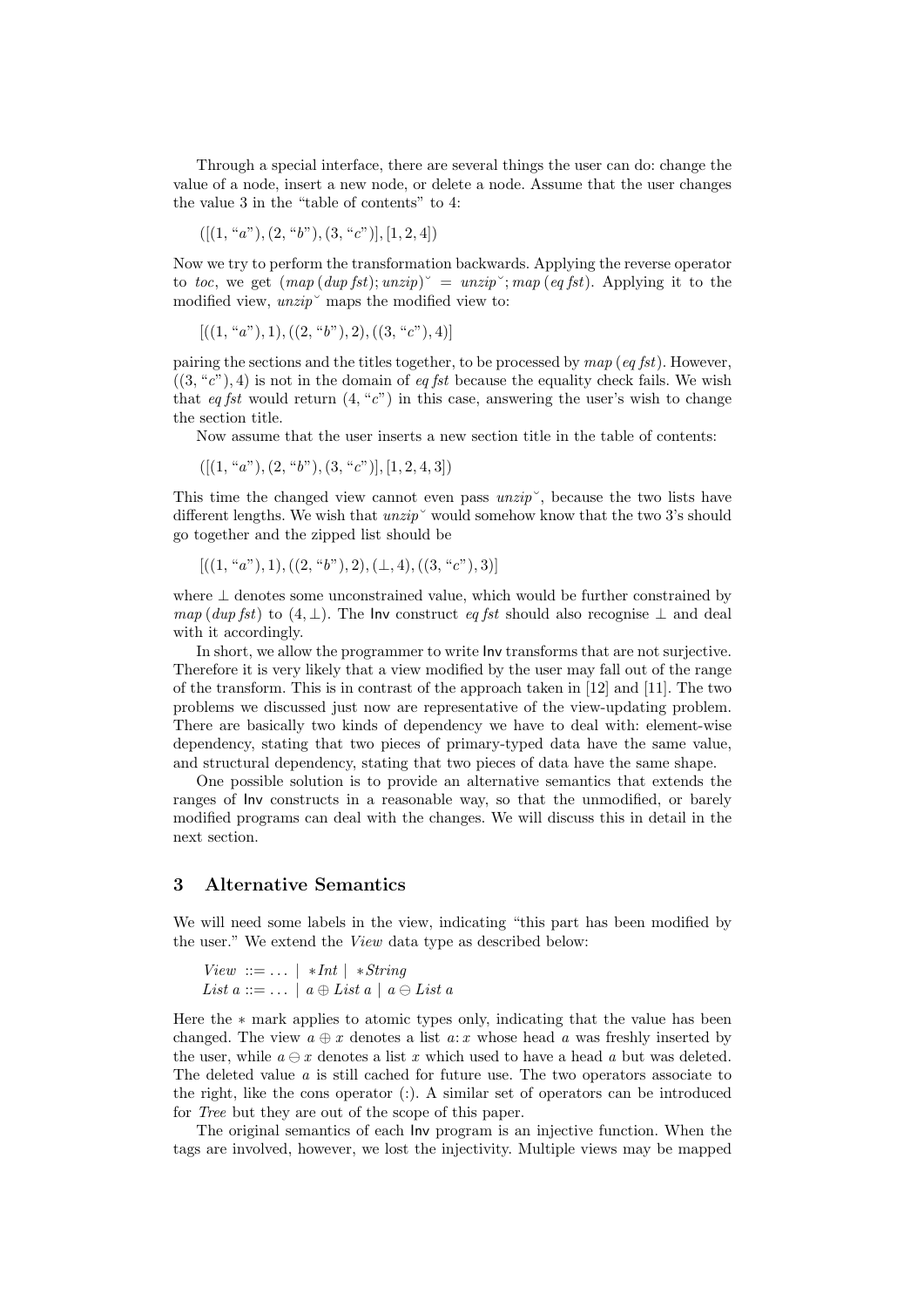Through a special interface, there are several things the user can do: change the value of a node, insert a new node, or delete a node. Assume that the user changes the value 3 in the "table of contents" to 4:

$$([(1, \text{“}a\text{”}), (2, \text{“}b\text{”}), (3, \text{“}c\text{”})], [1, 2, 4])$$

Now we try to perform the transformation backwards. Applying the reverse operator to *toc*, we get $(map\,(dup\,fst); unzip)^{\smile} = unzip^{\smile}; map\,(eq\,fst)$. Applying it to the modified view, $unzip^{\smile}$ maps the modified view to:

$$[((1, \text{“}a\text{”}), 1), ((2, \text{“}b\text{”}), 2), ((3, \text{“}c\text{”}), 4)]$$

pairing the sections and the titles together, to be processed by $map\,(eq\,fst)$. However, $((3, \text{“}c\text{”}), 4)$ is not in the domain of $eq\,fst$ because the equality check fails. We wish that $eq\,fst$ would return $(4, \text{“}c\text{”})$ in this case, answering the user's wish to change the section title.

Now assume that the user inserts a new section title in the table of contents:

$$([(1, \text{“}a\text{”}), (2, \text{“}b\text{”}), (3, \text{“}c\text{”})], [1, 2, 4, 3])$$

This time the changed view cannot even pass $unzip^{\smile}$, because the two lists have different lengths. We wish that $unzip^{\smile}$ would somehow know that the two 3's should go together and the zipped list should be

$$[((1, \text{“}a\text{”}), 1), ((2, \text{“}b\text{”}), 2), (\bot, 4), ((3, \text{“}c\text{”}), 3)]$$

where $\bot$ denotes some unconstrained value, which would be further constrained by $map\,(dup\,fst)$ to $(4, \bot)$. The Inv construct $eq\,fst$ should also recognise $\bot$ and deal with it accordingly.

In short, we allow the programmer to write Inv transforms that are not surjective. Therefore it is very likely that a view modified by the user may fall out of the range of the transform. This is in contrast of the approach taken in [12] and [11]. The two problems we discussed just now are representative of the view-updating problem. There are basically two kinds of dependency we have to deal with: element-wise dependency, stating that two pieces of primary-typed data have the same value, and structural dependency, stating that two pieces of data have the same shape.

One possible solution is to provide an alternative semantics that extends the ranges of Inv constructs in a reasonable way, so that the unmodified, or barely modified programs can deal with the changes. We will discuss this in detail in the next section.

## 3 Alternative Semantics

We will need some labels in the view, indicating "this part has been modified by the user." We extend the *View* data type as described below:

$$\begin{aligned} View &::= \ldots \mid *Int \mid *String \\ List\ a &::= \ldots \mid a \oplus List\ a \mid a \ominus List\ a \end{aligned}$$

Here the $*$ mark applies to atomic types only, indicating that the value has been changed. The view $a \oplus x$ denotes a list $a\!:\!x$ whose head $a$ was freshly inserted by the user, while $a \ominus x$ denotes a list $x$ which used to have a head $a$ but was deleted. The deleted value $a$ is still cached for future use. The two operators associate to the right, like the cons operator (:). A similar set of operators can be introduced for *Tree* but they are out of the scope of this paper.

The original semantics of each Inv program is an injective function. When the tags are involved, however, we lost the injectivity. Multiple views may be mapped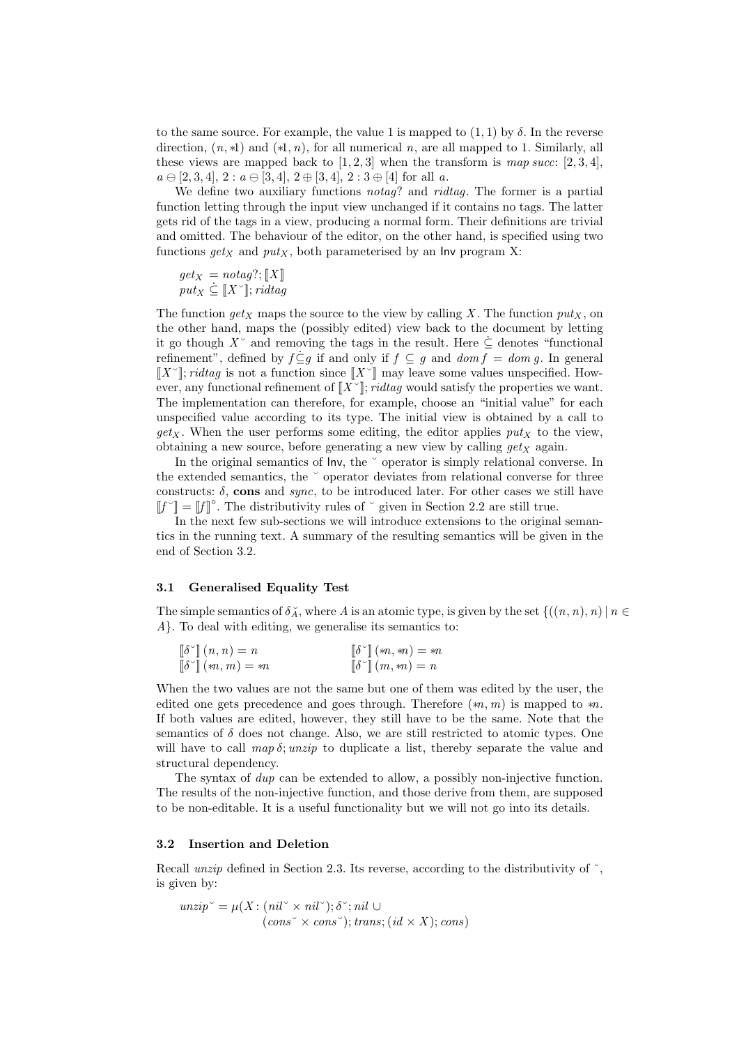to the same source. For example, the value 1 is mapped to $(1,1)$ by $\delta$. In the reverse direction, $(n, *1)$ and $(*1, n)$, for all numerical $n$, are all mapped to 1. Similarly, all these views are mapped back to $[1,2,3]$ when the transform is *map succ*: $[2,3,4]$, $a \ominus [2,3,4]$, $2 : a \ominus [3,4]$, $2 \oplus [3,4]$, $2 : 3 \oplus [4]$ for all $a$.

We define two auxiliary functions *notag?* and *ridtag*. The former is a partial function letting through the input view unchanged if it contains no tags. The latter gets rid of the tags in a view, producing a normal form. Their definitions are trivial and omitted. The behaviour of the editor, on the other hand, is specified using two functions $get_X$ and $put_X$, both parameterised by an Inv program X:

$$get_X = notag?; [\![X]\!]$$
$$put_X \,\dot{\subseteq}\, [\![X^{\smile}]\!]; ridtag$$

The function $get_X$ maps the source to the view by calling $X$. The function $put_X$, on the other hand, maps the (possibly edited) view back to the document by letting it go though $X^{\smile}$ and removing the tags in the result. Here $\dot{\subseteq}$ denotes "functional refinement", defined by $f \dot{\subseteq} g$ if and only if $f \subseteq g$ and $dom\, f = dom\, g$. In general $[\![X^{\smile}]\!]; ridtag$ is not a function since $[\![X^{\smile}]\!]$ may leave some values unspecified. However, any functional refinement of $[\![X^{\smile}]\!]; ridtag$ would satisfy the properties we want. The implementation can therefore, for example, choose an "initial value" for each unspecified value according to its type. The initial view is obtained by a call to $get_X$. When the user performs some editing, the editor applies $put_X$ to the view, obtaining a new source, before generating a new view by calling $get_X$ again.

In the original semantics of Inv, the $^{\smile}$ operator is simply relational converse. In the extended semantics, the $^{\smile}$ operator deviates from relational converse for three constructs: $\delta$, **cons** and *sync*, to be introduced later. For other cases we still have $[\![f^{\smile}]\!] = [\![f]\!]^{\circ}$. The distributivity rules of $^{\smile}$ given in Section 2.2 are still true.

In the next few sub-sections we will introduce extensions to the original semantics in the running text. A summary of the resulting semantics will be given in the end of Section 3.2.

### 3.1 Generalised Equality Test

The simple semantics of $\delta_A^{\smile}$, where $A$ is an atomic type, is given by the set $\{((n,n),n) \mid n \in A\}$. To deal with editing, we generalise its semantics to:

$$[\![\delta^{\smile}]\!]\,(n,n) = n \qquad\qquad [\![\delta^{\smile}]\!]\,(*n, *n) = *n$$
$$[\![\delta^{\smile}]\!]\,(*n, m) = *n \qquad\qquad [\![\delta^{\smile}]\!]\,(m, *n) = n$$

When the two values are not the same but one of them was edited by the user, the edited one gets precedence and goes through. Therefore $(*n, m)$ is mapped to $*n$. If both values are edited, however, they still have to be the same. Note that the semantics of $\delta$ does not change. Also, we are still restricted to atomic types. One will have to call $map\,\delta; unzip$ to duplicate a list, thereby separate the value and structural dependency.

The syntax of *dup* can be extended to allow, a possibly non-injective function. The results of the non-injective function, and those derive from them, are supposed to be non-editable. It is a useful functionality but we will not go into its details.

### 3.2 Insertion and Deletion

Recall *unzip* defined in Section 2.3. Its reverse, according to the distributivity of $^{\smile}$, is given by:

$$unzip^{\smile} = \mu(X : (nil^{\smile} \times nil^{\smile}); \delta^{\smile}; nil \,\cup$$
$$(cons^{\smile} \times cons^{\smile}); trans; (id \times X); cons)$$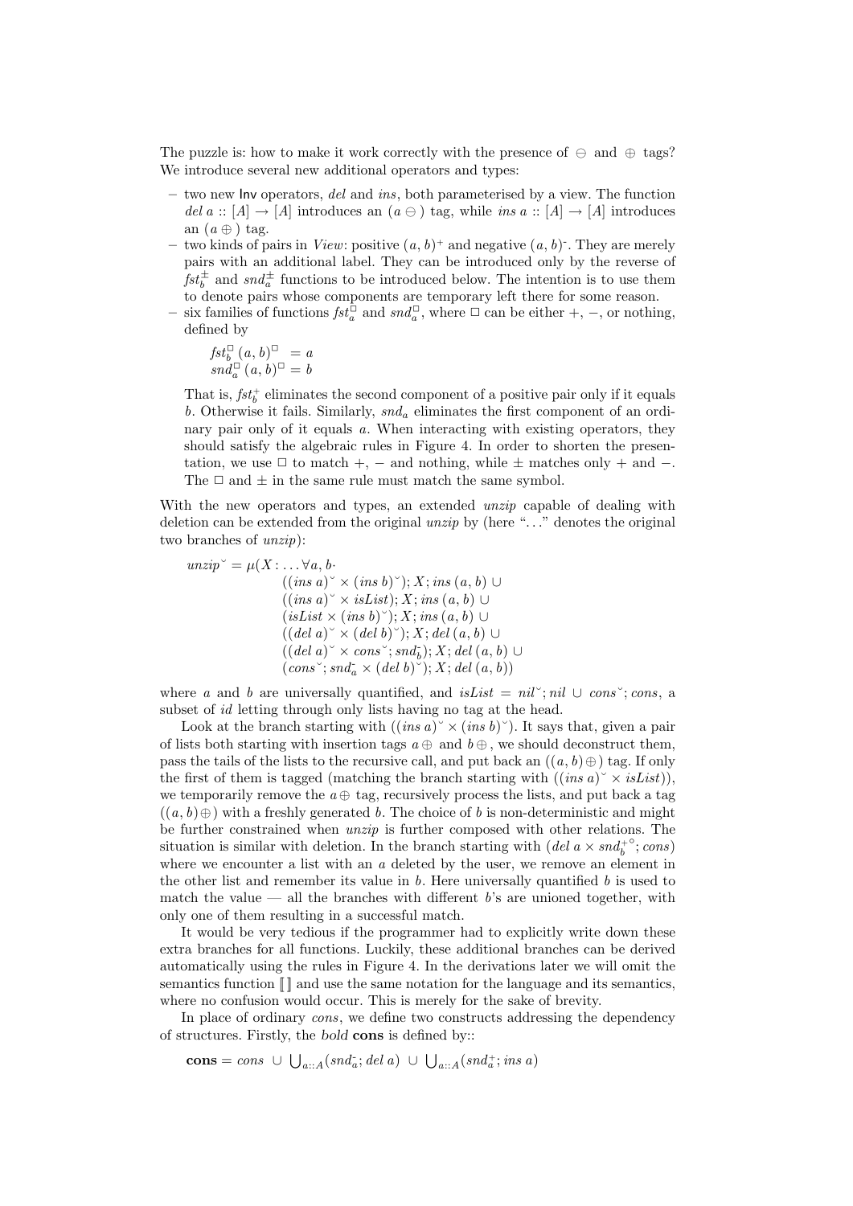The puzzle is: how to make it work correctly with the presence of $\ominus$ and $\oplus$ tags? We introduce several new additional operators and types:

- two new Inv operators, *del* and *ins*, both parameterised by a view. The function $del\ a :: [A] \rightarrow [A]$ introduces an $(a \ominus)$ tag, while $ins\ a :: [A] \rightarrow [A]$ introduces an $(a \oplus)$ tag.
- two kinds of pairs in *View*: positive $(a, b)^+$ and negative $(a, b)^-$. They are merely pairs with an additional label. They can be introduced only by the reverse of $fst_b^{\pm}$ and $snd_a^{\pm}$ functions to be introduced below. The intention is to use them to denote pairs whose components are temporary left there for some reason.
- six families of functions $fst_a^{\Box}$ and $snd_a^{\Box}$, where $\Box$ can be either $+$, $-$, or nothing, defined by

  $$fst_b^{\Box}\ (a, b)^{\Box}\ = a$$
  $$snd_a^{\Box}\ (a, b)^{\Box} = b$$

  That is, $fst_b^{+}$ eliminates the second component of a positive pair only if it equals $b$. Otherwise it fails. Similarly, $snd_a$ eliminates the first component of an ordinary pair only of it equals $a$. When interacting with existing operators, they should satisfy the algebraic rules in Figure 4. In order to shorten the presentation, we use $\Box$ to match $+$, $-$ and nothing, while $\pm$ matches only $+$ and $-$. The $\Box$ and $\pm$ in the same rule must match the same symbol.

With the new operators and types, an extended *unzip* capable of dealing with deletion can be extended from the original *unzip* by (here "..." denotes the original two branches of *unzip*):

$$
\begin{aligned}
unzip^{\smile} = \mu(X : \ldots \forall a, b \cdot\ & \\
& ((ins\ a)^{\smile} \times (ins\ b)^{\smile}); X; ins\ (a, b)\ \cup \\
& ((ins\ a)^{\smile} \times isList); X; ins\ (a, b)\ \cup \\
& (isList \times (ins\ b)^{\smile}); X; ins\ (a, b)\ \cup \\
& ((del\ a)^{\smile} \times (del\ b)^{\smile}); X; del\ (a, b)\ \cup \\
& ((del\ a)^{\smile} \times cons^{\smile}; snd_b^{-}); X; del\ (a, b)\ \cup \\
& (cons^{\smile}; snd_a^{-} \times (del\ b)^{\smile}); X; del\ (a, b))
\end{aligned}
$$

where $a$ and $b$ are universally quantified, and $isList = nil^{\smile}; nil\ \cup\ cons^{\smile}; cons$, a subset of *id* letting through only lists having no tag at the head.

Look at the branch starting with $((ins\ a)^{\smile} \times (ins\ b)^{\smile})$. It says that, given a pair of lists both starting with insertion tags $a \oplus$ and $b \oplus$, we should deconstruct them, pass the tails of the lists to the recursive call, and put back an $((a, b) \oplus)$ tag. If only the first of them is tagged (matching the branch starting with $((ins\ a)^{\smile} \times isList)$), we temporarily remove the $a \oplus$ tag, recursively process the lists, and put back a tag $((a, b) \oplus)$ with a freshly generated $b$. The choice of $b$ is non-deterministic and might be further constrained when *unzip* is further composed with other relations. The situation is similar with deletion. In the branch starting with $(del\ a \times snd_b^{+\circ}; cons)$ where we encounter a list with an $a$ deleted by the user, we remove an element in the other list and remember its value in $b$. Here universally quantified $b$ is used to match the value — all the branches with different $b$'s are unioned together, with only one of them resulting in a successful match.

It would be very tedious if the programmer had to explicitly write down these extra branches for all functions. Luckily, these additional branches can be derived automatically using the rules in Figure 4. In the derivations later we will omit the semantics function $[\![\,]\!]$ and use the same notation for the language and its semantics, where no confusion would occur. This is merely for the sake of brevity.

In place of ordinary *cons*, we define two constructs addressing the dependency of structures. Firstly, the *bold* **cons** is defined by::

$$\mathbf{cons} = cons\ \cup\ \bigcup_{a::A}(snd_a^{-}; del\ a)\ \cup\ \bigcup_{a::A}(snd_a^{+}; ins\ a)$$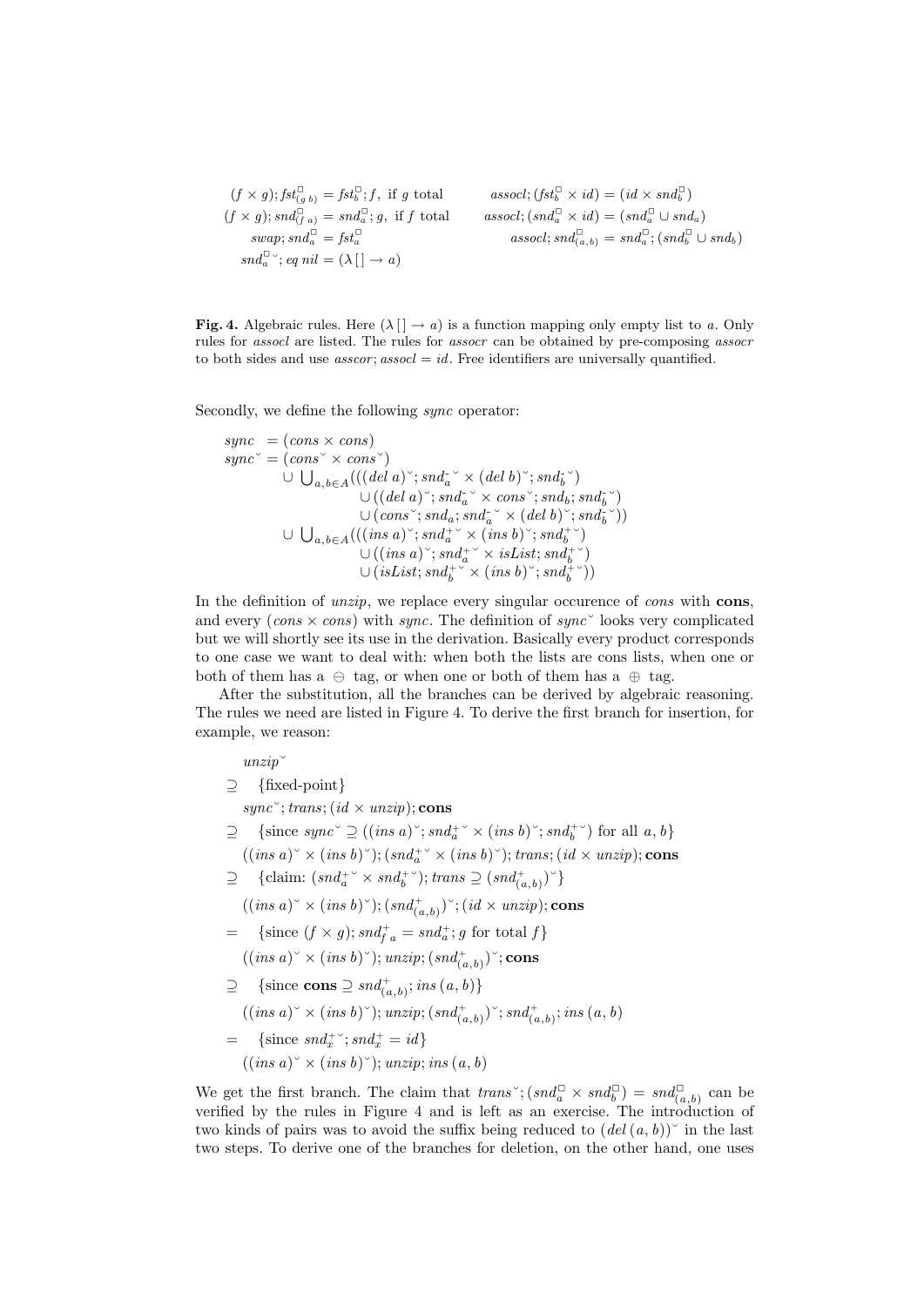$$
\begin{array}{ll}
(f \times g); fst^{\square}_{(g\ b)} = fst^{\square}_b; f, \text{ if } g \text{ total} & assocl; (fst^{\square}_b \times id) = (id \times snd^{\square}_b) \\
(f \times g); snd^{\square}_{(f\ a)} = snd^{\square}_a; g, \text{ if } f \text{ total} & assocl; (snd^{\square}_a \times id) = (snd^{\square}_a \cup snd_a) \\
swap; snd^{\square}_a = fst^{\square}_a & assocl; snd^{\square}_{(a,b)} = snd^{\square}_a; (snd^{\square}_b \cup snd_b) \\
snd^{\square}_a{}^{\smallsmile}; eq\ nil = (\lambda\,[\,] \rightarrow a) &
\end{array}
$$

**Fig. 4.** Algebraic rules. Here $(\lambda\,[\,] \rightarrow a)$ is a function mapping only empty list to $a$. Only rules for *assocl* are listed. The rules for *assocr* can be obtained by pre-composing *assocr* to both sides and use $asscor; assocl = id$. Free identifiers are universally quantified.

Secondly, we define the following *sync* operator:

$$
\begin{array}{rl}
sync & = (cons \times cons) \\
sync^{\smallsmile} & = (cons^{\smallsmile} \times cons^{\smallsmile}) \\
& \cup\ \bigcup_{a,b \in A}(((del\ a)^{\smallsmile}; snd^{-}_a{}^{\smallsmile} \times (del\ b)^{\smallsmile}; snd^{-}_b{}^{\smallsmile}) \\
& \qquad\quad \cup\ ((del\ a)^{\smallsmile}; snd^{-}_a{}^{\smallsmile} \times cons^{\smallsmile}; snd_b; snd^{-}_b{}^{\smallsmile}) \\
& \qquad\quad \cup\ (cons^{\smallsmile}; snd_a; snd^{-}_a{}^{\smallsmile} \times (del\ b)^{\smallsmile}; snd^{-}_b{}^{\smallsmile})) \\
& \cup\ \bigcup_{a,b \in A}(((ins\ a)^{\smallsmile}; snd^{+}_a{}^{\smallsmile} \times (ins\ b)^{\smallsmile}; snd^{+}_b{}^{\smallsmile}) \\
& \qquad\quad \cup\ ((ins\ a)^{\smallsmile}; snd^{+}_a{}^{\smallsmile} \times isList; snd^{+}_b{}^{\smallsmile}) \\
& \qquad\quad \cup\ (isList; snd^{+}_b{}^{\smallsmile} \times (ins\ b)^{\smallsmile}; snd^{+}_b{}^{\smallsmile}))
\end{array}
$$

In the definition of *unzip*, we replace every singular occurence of *cons* with **cons**, and every $(cons \times cons)$ with *sync*. The definition of $sync^{\smallsmile}$ looks very complicated but we will shortly see its use in the derivation. Basically every product corresponds to one case we want to deal with: when both the lists are cons lists, when one or both of them has a $\ominus$ tag, or when one or both of them has a $\oplus$ tag.

After the substitution, all the branches can be derived by algebraic reasoning. The rules we need are listed in Figure 4. To derive the first branch for insertion, for example, we reason:

$$
\begin{array}{ll}
& unzip^{\smallsmile} \\
\supseteq & \{\text{fixed-point}\} \\
& sync^{\smallsmile}; trans; (id \times unzip); \mathbf{cons} \\
\supseteq & \{\text{since } sync^{\smallsmile} \supseteq ((ins\ a)^{\smallsmile}; snd^{+}_a{}^{\smallsmile} \times (ins\ b)^{\smallsmile}; snd^{+}_b{}^{\smallsmile}) \text{ for all } a, b\} \\
& ((ins\ a)^{\smallsmile} \times (ins\ b)^{\smallsmile}); (snd^{+}_a{}^{\smallsmile} \times (ins\ b)^{\smallsmile}); trans; (id \times unzip); \mathbf{cons} \\
\supseteq & \{\text{claim: } (snd^{+}_a{}^{\smallsmile} \times snd^{+}_b{}^{\smallsmile}); trans \supseteq (snd^{+}_{(a,b)})^{\smallsmile}\} \\
& ((ins\ a)^{\smallsmile} \times (ins\ b)^{\smallsmile}); (snd^{+}_{(a,b)})^{\smallsmile}; (id \times unzip); \mathbf{cons} \\
= & \{\text{since } (f \times g); snd^{+}_{f\ a} = snd^{+}_a; g \text{ for total } f\} \\
& ((ins\ a)^{\smallsmile} \times (ins\ b)^{\smallsmile}); unzip; (snd^{+}_{(a,b)})^{\smallsmile}; \mathbf{cons} \\
\supseteq & \{\text{since } \mathbf{cons} \supseteq snd^{+}_{(a,b)}; ins\,(a,b)\} \\
& ((ins\ a)^{\smallsmile} \times (ins\ b)^{\smallsmile}); unzip; (snd^{+}_{(a,b)})^{\smallsmile}; snd^{+}_{(a,b)}; ins\,(a,b) \\
= & \{\text{since } snd^{+}_x{}^{\smallsmile}; snd^{+}_x = id\} \\
& ((ins\ a)^{\smallsmile} \times (ins\ b)^{\smallsmile}); unzip; ins\,(a,b)
\end{array}
$$

We get the first branch. The claim that $trans^{\smallsmile}; (snd^{\square}_a \times snd^{\square}_b) = snd^{\square}_{(a,b)}$ can be verified by the rules in Figure 4 and is left as an exercise. The introduction of two kinds of pairs was to avoid the suffix being reduced to $(del\,(a,b))^{\smallsmile}$ in the last two steps. To derive one of the branches for deletion, on the other hand, one uses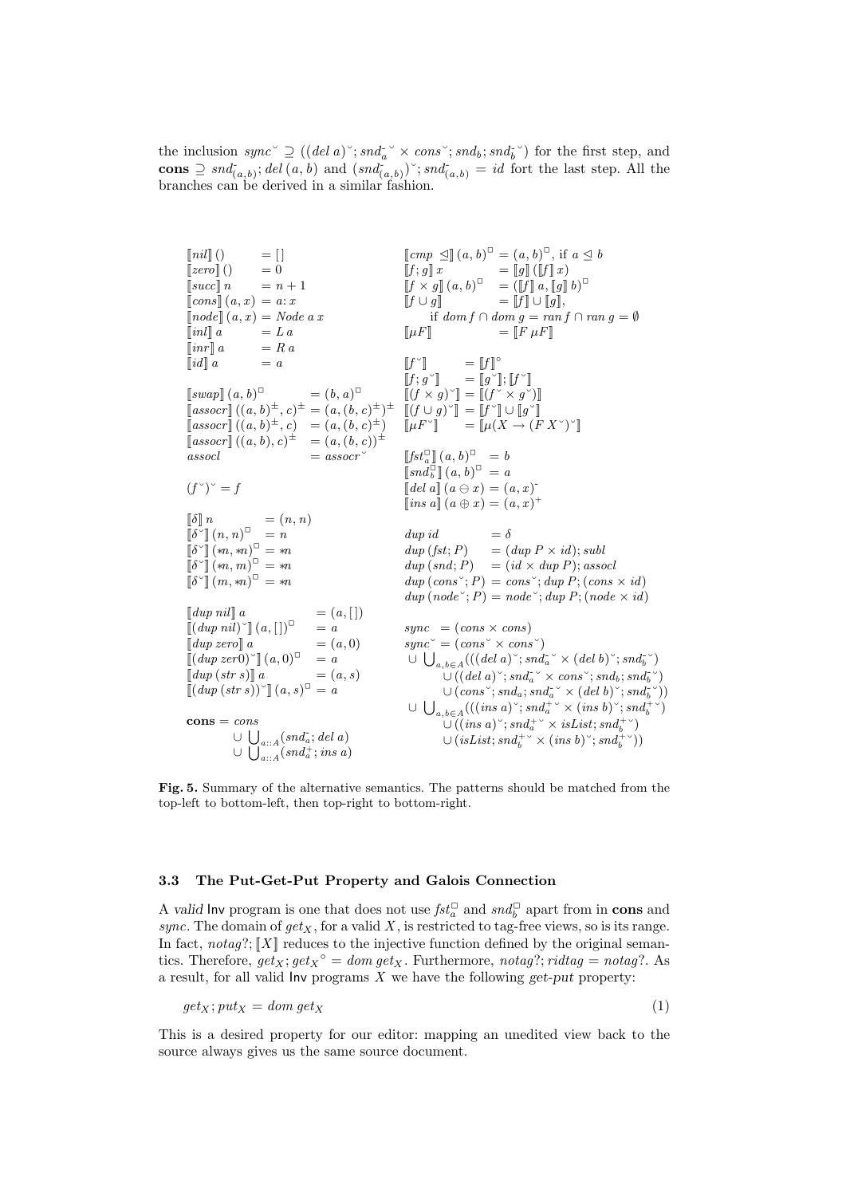the inclusion $sync^{\smile} \supseteq ((del\ a)^{\smile}; snd_a^{-\smile} \times cons^{\smile}; snd_b; snd_b^{-\smile})$ for the first step, and $\mathbf{cons} \supseteq snd_{(a,b)}^{-}; del\,(a,b)$ and $(snd_{(a,b)}^{-})^{\smile}; snd_{(a,b)}^{-} = id$ fort the last step. All the branches can be derived in a similar fashion.

$$
\begin{array}{lll}
[\![nil]\!]\,() & = [\,] \\
[\![zero]\!]\,() & = 0 \\
[\![succ]\!]\,n & = n+1 \\
[\![cons]\!]\,(a,x) & = a{:}x \\
[\![node]\!]\,(a,x) & = Node\ a\ x \\
[\![inl]\!]\,a & = L\ a \\
[\![inr]\!]\,a & = R\ a \\
[\![id]\!]\,a & = a
\end{array}
$$

$$
\begin{array}{ll}
[\![swap]\!]\,(a,b)^{\square} & = (b,a)^{\square} \\
[\![assocr]\!]\,((a,b)^{\pm},c)^{\pm} & = (a,(b,c)^{\pm})^{\pm} \\
[\![assocr]\!]\,((a,b)^{\pm},c) & = (a,(b,c)^{\pm}) \\
[\![assocr]\!]\,((a,b),c)^{\pm} & = (a,(b,c))^{\pm} \\
assocl & = assocr^{\smile}
\end{array}
$$

$$(f^{\smile})^{\smile} = f$$

$$
\begin{array}{ll}
[\![\delta]\!]\,n & = (n,n) \\
[\![\delta^{\smile}]\!]\,(n,n)^{\square} & = n \\
[\![\delta^{\smile}]\!]\,(*n,*n)^{\square} & = *n \\
[\![\delta^{\smile}]\!]\,(*n,m)^{\square} & = *n \\
[\![\delta^{\smile}]\!]\,(m,*n)^{\square} & = *n
\end{array}
$$

$$
\begin{array}{ll}
[\![dup\ nil]\!]\,a & = (a,[\,]) \\
[\![(dup\ nil)^{\smile}]\!]\,(a,[\,])^{\square} & = a \\
[\![dup\ zero]\!]\,a & = (a,0) \\
[\![(dup\ zer0)^{\smile}]\!]\,(a,0)^{\square} & = a \\
[\![dup\ (str\ s)]\!]\,a & = (a,s) \\
[\![(dup\ (str\ s))^{\smile}]\!]\,(a,s)^{\square} & = a
\end{array}
$$

$$
\begin{array}{ll}
\mathbf{cons} = & cons \\
& \cup \bigcup_{a::A}(snd_a^{-}; del\ a) \\
& \cup \bigcup_{a::A}(snd_a^{+}; ins\ a)
\end{array}
$$

$$
\begin{array}{ll}
[\![cmp\ \trianglelefteq]\!]\,(a,b)^{\square} = (a,b)^{\square}, \text{ if } a \trianglelefteq b \\
[\![f;g]\!]\,x = [\![g]\!]\,([\![f]\!]\,x) \\
[\![f \times g]\!]\,(a,b)^{\square} = ([\![f]\!]\,a, [\![g]\!]\,b)^{\square} \\
[\![f \cup g]\!] = [\![f]\!] \cup [\![g]\!], \\
\quad \text{if } dom\,f \cap dom\,g = ran\,f \cap ran\,g = \emptyset \\
[\![\mu F]\!] = [\![F\ \mu F]\!]
\end{array}
$$

$$
\begin{array}{ll}
[\![f^{\smile}]\!] & = [\![f]\!]^{\circ} \\
[\![f;g^{\smile}]\!] & = [\![g^{\smile}]\!];[\![f^{\smile}]\!] \\
[\![(f \times g)^{\smile}]\!] & = [\![(f^{\smile} \times g^{\smile})]\!] \\
[\![(f \cup g)^{\smile}]\!] & = [\![f^{\smile}]\!] \cup [\![g^{\smile}]\!] \\
[\![\mu F^{\smile}]\!] & = [\![\mu(X \to (F\,X^{\smile})^{\smile}]\!]
\end{array}
$$

$$
\begin{array}{ll}
[\![fst_a^{\square}]\!]\,(a,b)^{\square} & = b \\
[\![snd_b^{\square}]\!]\,(a,b)^{\square} & = a \\
[\![del\ a]\!]\,(a \ominus x) & = (a,x)^{-} \\
[\![ins\ a]\!]\,(a \oplus x) & = (a,x)^{+}
\end{array}
$$

$$
\begin{array}{ll}
dup\ id & = \delta \\
dup\ (fst;P) & = (dup\ P \times id); subl \\
dup\ (snd;P) & = (id \times dup\ P); assocl \\
dup\ (cons^{\smile};P) & = cons^{\smile}; dup\ P; (cons \times id) \\
dup\ (node^{\smile};P) & = node^{\smile}; dup\ P; (node \times id)
\end{array}
$$

$$
\begin{array}{ll}
sync & = (cons \times cons) \\
sync^{\smile} & = (cons^{\smile} \times cons^{\smile}) \\
& \cup \bigcup_{a,b \in A}(((del\ a)^{\smile}; snd_a^{-\smile} \times (del\ b)^{\smile}; snd_b^{-\smile}) \\
& \qquad \cup ((del\ a)^{\smile}; snd_a^{-\smile} \times cons^{\smile}; snd_b; snd_b^{-\smile}) \\
& \qquad \cup (cons^{\smile}; snd_a; snd_a^{-\smile} \times (del\ b)^{\smile}; snd_b^{-\smile})) \\
& \cup \bigcup_{a,b \in A}(((ins\ a)^{\smile}; snd_a^{+\smile} \times (ins\ b)^{\smile}; snd_b^{+\smile}) \\
& \qquad \cup ((ins\ a)^{\smile}; snd_a^{+\smile} \times isList; snd_b^{+\smile}) \\
& \qquad \cup (isList; snd_b^{+\smile} \times (ins\ b)^{\smile}; snd_b^{+\smile}))
\end{array}
$$

**Fig. 5.** Summary of the alternative semantics. The patterns should be matched from the top-left to bottom-left, then top-right to bottom-right.

### 3.3 The Put-Get-Put Property and Galois Connection

A *valid* Inv program is one that does not use $fst_a^{\square}$ and $snd_b^{\square}$ apart from in **cons** and *sync*. The domain of $get_X$, for a valid $X$, is restricted to tag-free views, so is its range. In fact, $notag?; [\![X]\!]$ reduces to the injective function defined by the original semantics. Therefore, $get_X; get_X{}^{\circ} = dom\ get_X$. Furthermore, $notag?; ridtag = notag?$. As a result, for all valid Inv programs $X$ we have the following *get-put* property:

$$get_X; put_X = dom\ get_X \tag{1}$$

This is a desired property for our editor: mapping an unedited view back to the source always gives us the same source document.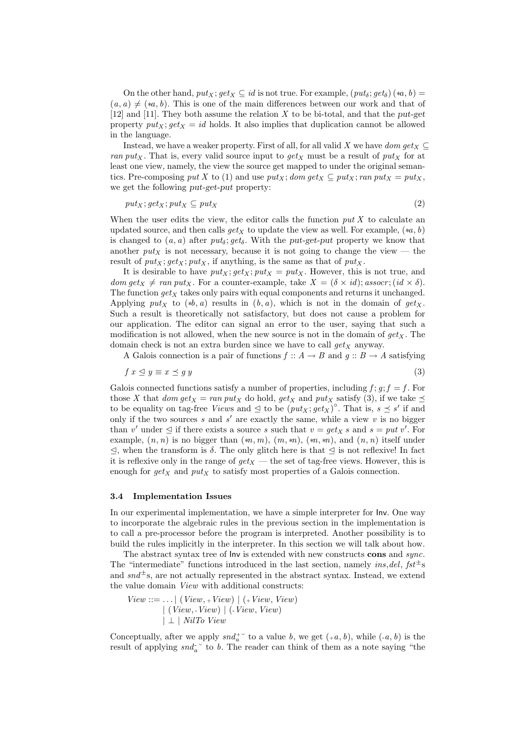On the other hand, $put_X ; get_X \subseteq id$ is not true. For example, $(put_\delta ; get_\delta)\,(*a, b) = (a, a) \neq (*a, b)$. This is one of the main differences between our work and that of [12] and [11]. They both assume the relation $X$ to be bi-total, and that the *put-get* property $put_X ; get_X = id$ holds. It also implies that duplication cannot be allowed in the language.

Instead, we have a weaker property. First of all, for all valid $X$ we have $dom\ get_X \subseteq ran\ put_X$. That is, every valid source input to $get_X$ must be a result of $put_X$ for at least one view, namely, the view the source get mapped to under the original semantics. Pre-composing $put\ X$ to (1) and use $put_X ; dom\ get_X \subseteq put_X ; ran\ put_X = put_X$, we get the following *put-get-put* property:

$$put_X ; get_X ; put_X \subseteq put_X \tag{2}$$

When the user edits the view, the editor calls the function $put\ X$ to calculate an updated source, and then calls $get_X$ to update the view as well. For example, $(*a, b)$ is changed to $(a, a)$ after $put_\delta ; get_\delta$. With the *put-get-put* property we know that another $put_X$ is not necessary, because it is not going to change the view — the result of $put_X ; get_X ; put_X$, if anything, is the same as that of $put_X$.

It is desirable to have $put_X ; get_X ; put_X = put_X$. However, this is not true, and $dom\ get_X \neq ran\ put_X$. For a counter-example, take $X = (\delta \times id) ; assocr ; (id \times \delta)$. The function $get_X$ takes only pairs with equal components and returns it unchanged. Applying $put_X$ to $(*b, a)$ results in $(b, a)$, which is not in the domain of $get_X$. Such a result is theoretically not satisfactory, but does not cause a problem for our application. The editor can signal an error to the user, saying that such a modification is not allowed, when the new source is not in the domain of $get_X$. The domain check is not an extra burden since we have to call $get_X$ anyway.

A Galois connection is a pair of functions $f :: A \to B$ and $g :: B \to A$ satisfying

$$f\ x \trianglelefteq y \equiv x \preceq g\ y \tag{3}$$

Galois connected functions satisfy a number of properties, including $f ; g ; f = f$. For those $X$ that $dom\ get_X = ran\ put_X$ do hold, $get_X$ and $put_X$ satisfy (3), if we take $\preceq$ to be equality on tag-free *View*s and $\trianglelefteq$ to be $(put_X ; get_X)^\circ$. That is, $s \preceq s'$ if and only if the two sources $s$ and $s'$ are exactly the same, while a view $v$ is no bigger than $v'$ under $\trianglelefteq$ if there exists a source $s$ such that $v = get_X\ s$ and $s = put\ v'$. For example, $(n, n)$ is no bigger than $(*n, m)$, $(m, *n)$, $(*n, *n)$, and $(n, n)$ itself under $\trianglelefteq$, when the transform is $\delta$. The only glitch here is that $\trianglelefteq$ is not reflexive! In fact it is reflexive only in the range of $get_X$ — the set of tag-free views. However, this is enough for $get_X$ and $put_X$ to satisfy most properties of a Galois connection.

### 3.4 Implementation Issues

In our experimental implementation, we have a simple interpreter for Inv. One way to incorporate the algebraic rules in the previous section in the implementation is to call a pre-processor before the program is interpreted. Another possibility is to build the rules implicitly in the interpreter. In this section we will talk about how.

The abstract syntax tree of Inv is extended with new constructs **cons** and *sync*. The "intermediate" functions introduced in the last section, namely *ins*, *del*, $fst^{\pm}$s and $snd^{\pm}$s, are not actually represented in the abstract syntax. Instead, we extend the value domain *View* with additional constructs:

$$\begin{aligned} View ::= & \ldots \mid (View, {}_{+}View) \mid ({}_{+}View, View) \\ & \mid (View, {}_{-}View) \mid ({}_{-}View, View) \\ & \mid \bot \mid NilTo\ View \end{aligned}$$

Conceptually, after we apply $snd_a^{+\,\smallsmile}$ to a value $b$, we get $({}_{+}a, b)$, while $({}_{-}a, b)$ is the result of applying $snd_a^{-\,\smallsmile}$ to $b$. The reader can think of them as a note saying "the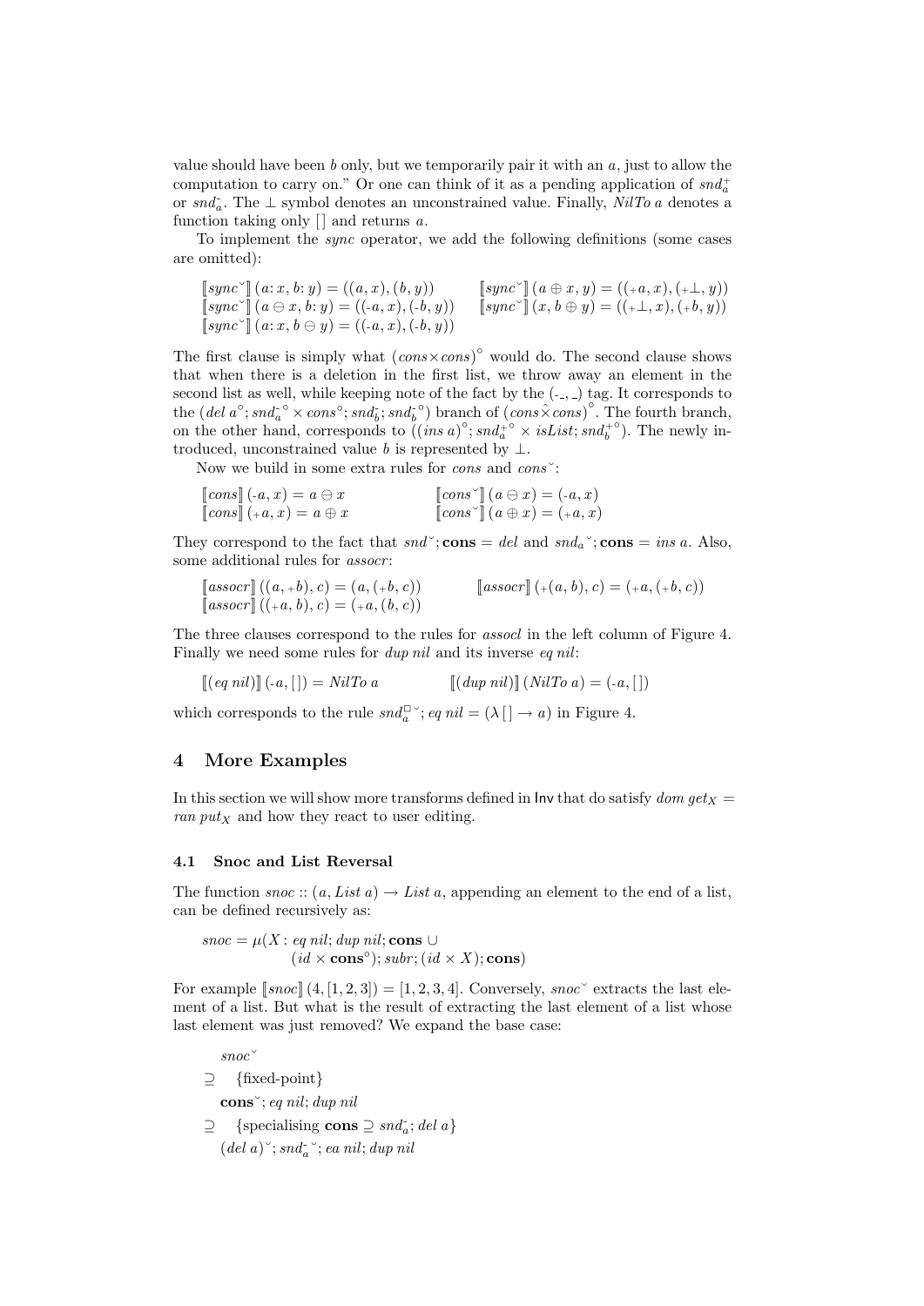value should have been $b$ only, but we temporarily pair it with an $a$, just to allow the computation to carry on." Or one can think of it as a pending application of $snd^{+}_{a}$ or $snd^{-}_{a}$. The $\bot$ symbol denotes an unconstrained value. Finally, $NilTo\ a$ denotes a function taking only $[\,]$ and returns $a$.

To implement the *sync* operator, we add the following definitions (some cases are omitted):

$$
\begin{array}{ll}
[\![sync^{\smile}]\!]\,(a{:}\,x, b{:}\,y) = ((a,x),(b,y)) & [\![sync^{\smile}]\!]\,(a \oplus x, y) = ((_{+}a, x), (_{+}\bot, y)) \\
[\![sync^{\smile}]\!]\,(a \ominus x, b{:}\,y) = ((\text{-}a, x), (\text{-}b, y)) & [\![sync^{\smile}]\!]\,(x, b \oplus y) = ((_{+}\bot, x), (_{+}b, y)) \\
[\![sync^{\smile}]\!]\,(a{:}\,x, b \ominus y) = ((\text{-}a, x), (\text{-}b, y)) &
\end{array}
$$

The first clause is simply what $(cons \times cons)^{\circ}$ would do. The second clause shows that when there is a deletion in the first list, we throw away an element in the second list as well, while keeping note of the fact by the $(\text{-}\_, \_)$ tag. It corresponds to the $(del\ a^{\circ}; snd^{-\circ}_{a} \times cons^{\circ}; snd^{-}_{b}; snd^{-\circ}_{b})$ branch of $(cons \hat{\times} cons)^{\circ}$. The fourth branch, on the other hand, corresponds to $((ins\ a)^{\circ}; snd^{+\circ}_{a} \times isList; snd^{+\circ}_{b})$. The newly introduced, unconstrained value $b$ is represented by $\bot$.

Now we build in some extra rules for *cons* and $cons^{\smile}$:

$$
\begin{array}{ll}
[\![cons]\!]\,(\text{-}a, x) = a \ominus x & [\![cons^{\smile}]\!]\,(a \ominus x) = (\text{-}a, x) \\
[\![cons]\!]\,(_{+}a, x) = a \oplus x & [\![cons^{\smile}]\!]\,(a \oplus x) = (_{+}a, x)
\end{array}
$$

They correspond to the fact that $snd^{\smile}; \mathbf{cons} = del$ and $snd_{a}{}^{\smile}; \mathbf{cons} = ins\ a$. Also, some additional rules for *assocr*:

$$
\begin{array}{ll}
[\![assocr]\!]\,((a, _{+}b), c) = (a, (_{+}b, c)) & [\![assocr]\!]\,(_{+}(a,b), c) = (_{+}a, (_{+}b, c)) \\
[\![assocr]\!]\,((_{+}a, b), c) = (_{+}a, (b, c)) &
\end{array}
$$

The three clauses correspond to the rules for *assocl* in the left column of Figure 4. Finally we need some rules for *dup nil* and its inverse *eq nil*:

$$
[\![(eq\ nil)]\!]\,(\text{-}a, [\,]) = NilTo\ a \qquad [\![(dup\ nil)]\!]\,(NilTo\ a) = (\text{-}a, [\,])
$$

which corresponds to the rule $snd^{\square}_{a}{}^{\smile}; eq\ nil = (\lambda\,[\,] \rightarrow a)$ in Figure 4.

## 4 More Examples

In this section we will show more transforms defined in Inv that do satisfy $dom\ get_X = ran\ put_X$ and how they react to user editing.

### 4.1 Snoc and List Reversal

The function $snoc :: (a, List\ a) \rightarrow List\ a$, appending an element to the end of a list, can be defined recursively as:

$$
\begin{aligned}
snoc = \mu(X :\ & eq\ nil; dup\ nil; \mathbf{cons}\ \cup \\
& (id \times \mathbf{cons}^{\circ}); subr; (id \times X); \mathbf{cons})
\end{aligned}
$$

For example $[\![snoc]\!]\,(4, [1,2,3]) = [1,2,3,4]$. Conversely, $snoc^{\smile}$ extracts the last element of a list. But what is the result of extracting the last element of a list whose last element was just removed? We expand the base case:

$$
\begin{array}{ll}
& snoc^{\smile} \\
\supseteq & \{\text{fixed-point}\} \\
& \mathbf{cons}^{\smile}; eq\ nil; dup\ nil \\
\supseteq & \{\text{specialising } \mathbf{cons} \supseteq snd^{-}_{a}; del\ a\} \\
& (del\ a)^{\smile}; snd^{-}_{a}{}^{\smile}; ea\ nil; dup\ nil
\end{array}
$$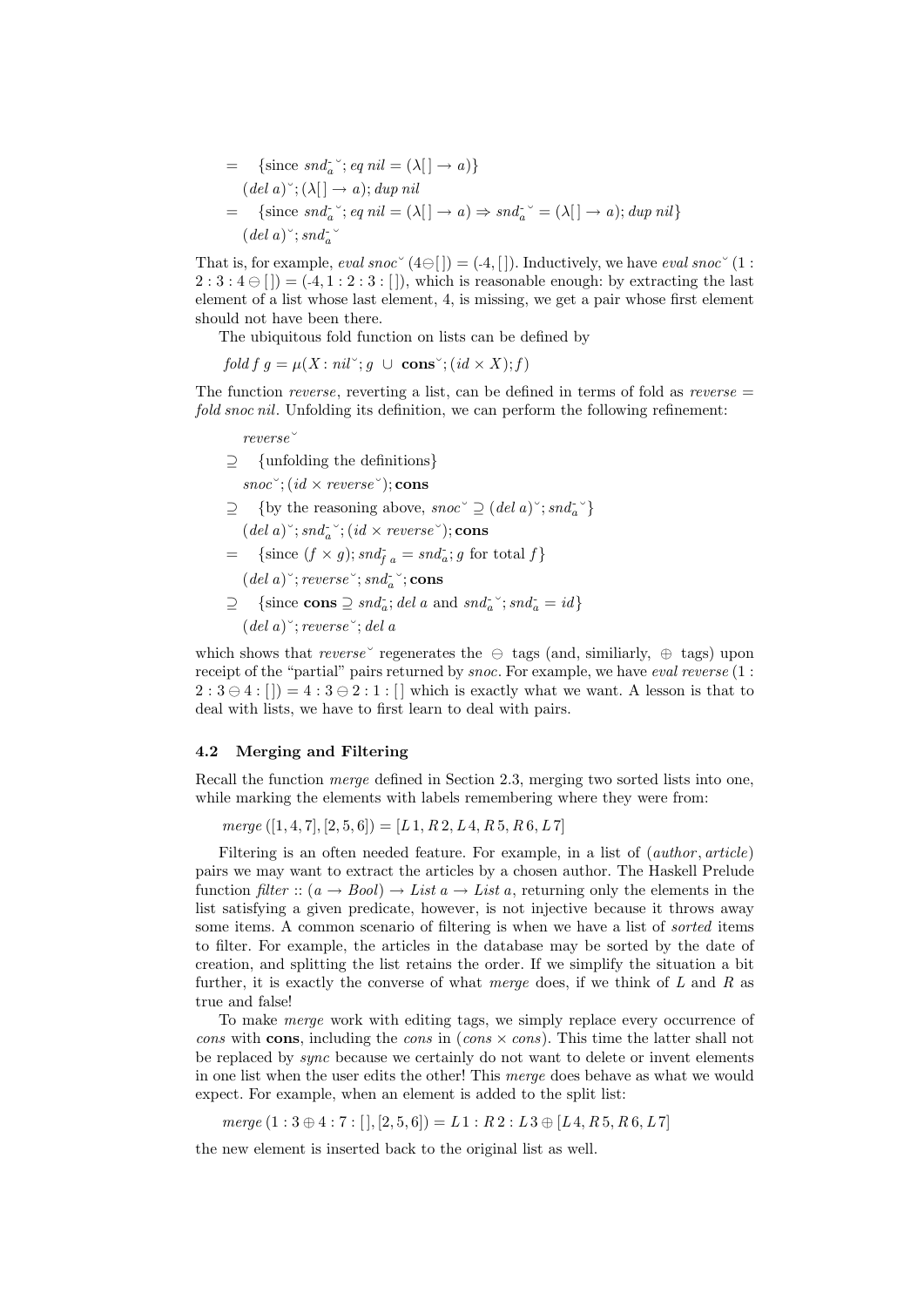$$
\begin{aligned}
&= \quad \{\text{since } \bar{snd_a}^{\smile}; eq\ nil = (\lambda[\,] \rightarrow a)\} \\
&\quad (del\ a)^{\smile}; (\lambda[\,] \rightarrow a); dup\ nil \\
&= \quad \{\text{since } \bar{snd_a}^{\smile}; eq\ nil = (\lambda[\,] \rightarrow a) \Rightarrow \bar{snd_a}^{\smile} = (\lambda[\,] \rightarrow a); dup\ nil\} \\
&\quad (del\ a)^{\smile}; \bar{snd_a}^{\smile}
\end{aligned}
$$

That is, for example, $eval\ snoc^{\smile}\ (4 \ominus [\,]) = (\text{-}4, [\,])$. Inductively, we have $eval\ snoc^{\smile}\ (1 : 2 : 3 : 4 \ominus [\,]) = (\text{-}4, 1 : 2 : 3 : [\,])$, which is reasonable enough: by extracting the last element of a list whose last element, 4, is missing, we get a pair whose first element should not have been there.

The ubiquitous fold function on lists can be defined by

$$
fold\ f\ g = \mu(X : nil^{\smile}; g\ \cup\ \mathbf{cons}^{\smile}; (id \times X); f)
$$

The function *reverse*, reverting a list, can be defined in terms of fold as $reverse = fold\ snoc\ nil$. Unfolding its definition, we can perform the following refinement:

$$
\begin{aligned}
&\quad reverse^{\smile} \\
&\supseteq \quad \{\text{unfolding the definitions}\} \\
&\quad snoc^{\smile}; (id \times reverse^{\smile}); \mathbf{cons} \\
&\supseteq \quad \{\text{by the reasoning above, } snoc^{\smile} \supseteq (del\ a)^{\smile}; \bar{snd_a}^{\smile}\} \\
&\quad (del\ a)^{\smile}; \bar{snd_a}^{\smile}; (id \times reverse^{\smile}); \mathbf{cons} \\
&= \quad \{\text{since } (f \times g); \bar{snd}_{f\ a} = \bar{snd_a}; g \text{ for total } f\} \\
&\quad (del\ a)^{\smile}; reverse^{\smile}; \bar{snd_a}^{\smile}; \mathbf{cons} \\
&\supseteq \quad \{\text{since } \mathbf{cons} \supseteq \bar{snd_a}; del\ a \text{ and } \bar{snd_a}^{\smile}; \bar{snd_a} = id\} \\
&\quad (del\ a)^{\smile}; reverse^{\smile}; del\ a
\end{aligned}
$$

which shows that $reverse^{\smile}$ regenerates the $\ominus$ tags (and, similiarly, $\oplus$ tags) upon receipt of the "partial" pairs returned by *snoc*. For example, we have $eval\ reverse\ (1 : 2 : 3 \ominus 4 : [\,]) = 4 : 3 \ominus 2 : 1 : [\,]$ which is exactly what we want. A lesson is that to deal with lists, we have to first learn to deal with pairs.

### 4.2 Merging and Filtering

Recall the function *merge* defined in Section 2.3, merging two sorted lists into one, while marking the elements with labels remembering where they were from:

$$
merge\ ([1, 4, 7], [2, 5, 6]) = [L\,1, R\,2, L\,4, R\,5, R\,6, L\,7]
$$

Filtering is an often needed feature. For example, in a list of (*author*, *article*) pairs we may want to extract the articles by a chosen author. The Haskell Prelude function $filter :: (a \rightarrow Bool) \rightarrow List\ a \rightarrow List\ a$, returning only the elements in the list satisfying a given predicate, however, is not injective because it throws away some items. A common scenario of filtering is when we have a list of *sorted* items to filter. For example, the articles in the database may be sorted by the date of creation, and splitting the list retains the order. If we simplify the situation a bit further, it is exactly the converse of what *merge* does, if we think of $L$ and $R$ as true and false!

To make *merge* work with editing tags, we simply replace every occurrence of *cons* with **cons**, including the *cons* in $(cons \times cons)$. This time the latter shall not be replaced by *sync* because we certainly do not want to delete or invent elements in one list when the user edits the other! This *merge* does behave as what we would expect. For example, when an element is added to the split list:

$$
merge\ (1 : 3 \oplus 4 : 7 : [\,], [2, 5, 6]) = L\,1 : R\,2 : L\,3 \oplus [L\,4, R\,5, R\,6, L\,7]
$$

the new element is inserted back to the original list as well.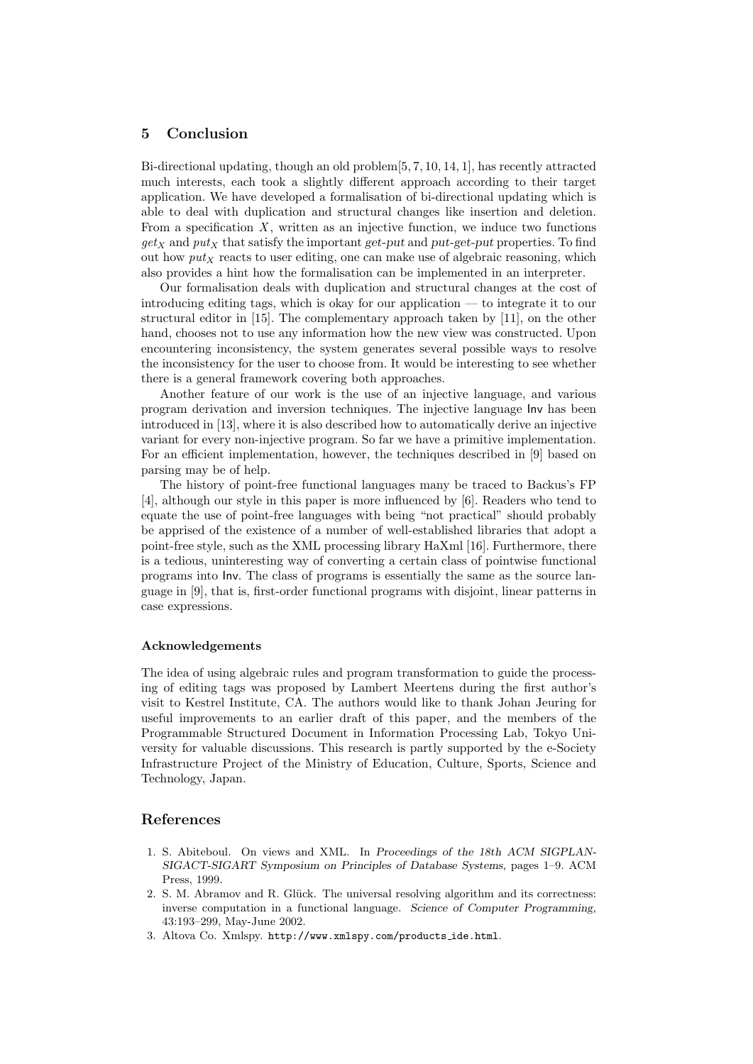## 5 Conclusion

Bi-directional updating, though an old problem[5, 7, 10, 14, 1], has recently attracted much interests, each took a slightly different approach according to their target application. We have developed a formalisation of bi-directional updating which is able to deal with duplication and structural changes like insertion and deletion. From a specification $X$, written as an injective function, we induce two functions $get_X$ and $put_X$ that satisfy the important *get-put* and *put-get-put* properties. To find out how $put_X$ reacts to user editing, one can make use of algebraic reasoning, which also provides a hint how the formalisation can be implemented in an interpreter.

Our formalisation deals with duplication and structural changes at the cost of introducing editing tags, which is okay for our application — to integrate it to our structural editor in [15]. The complementary approach taken by [11], on the other hand, chooses not to use any information how the new view was constructed. Upon encountering inconsistency, the system generates several possible ways to resolve the inconsistency for the user to choose from. It would be interesting to see whether there is a general framework covering both approaches.

Another feature of our work is the use of an injective language, and various program derivation and inversion techniques. The injective language Inv has been introduced in [13], where it is also described how to automatically derive an injective variant for every non-injective program. So far we have a primitive implementation. For an efficient implementation, however, the techniques described in [9] based on parsing may be of help.

The history of point-free functional languages many be traced to Backus's FP [4], although our style in this paper is more influenced by [6]. Readers who tend to equate the use of point-free languages with being "not practical" should probably be apprised of the existence of a number of well-established libraries that adopt a point-free style, such as the XML processing library HaXml [16]. Furthermore, there is a tedious, uninteresting way of converting a certain class of pointwise functional programs into Inv. The class of programs is essentially the same as the source language in [9], that is, first-order functional programs with disjoint, linear patterns in case expressions.

### Acknowledgements

The idea of using algebraic rules and program transformation to guide the processing of editing tags was proposed by Lambert Meertens during the first author's visit to Kestrel Institute, CA. The authors would like to thank Johan Jeuring for useful improvements to an earlier draft of this paper, and the members of the Programmable Structured Document in Information Processing Lab, Tokyo University for valuable discussions. This research is partly supported by the e-Society Infrastructure Project of the Ministry of Education, Culture, Sports, Science and Technology, Japan.

## References

1. S. Abiteboul. On views and XML. In *Proceedings of the 18th ACM SIGPLAN-SIGACT-SIGART Symposium on Principles of Database Systems*, pages 1–9. ACM Press, 1999.
2. S. M. Abramov and R. Glück. The universal resolving algorithm and its correctness: inverse computation in a functional language. *Science of Computer Programming*, 43:193–299, May-June 2002.
3. Altova Co. Xmlspy. `http://www.xmlspy.com/products_ide.html`.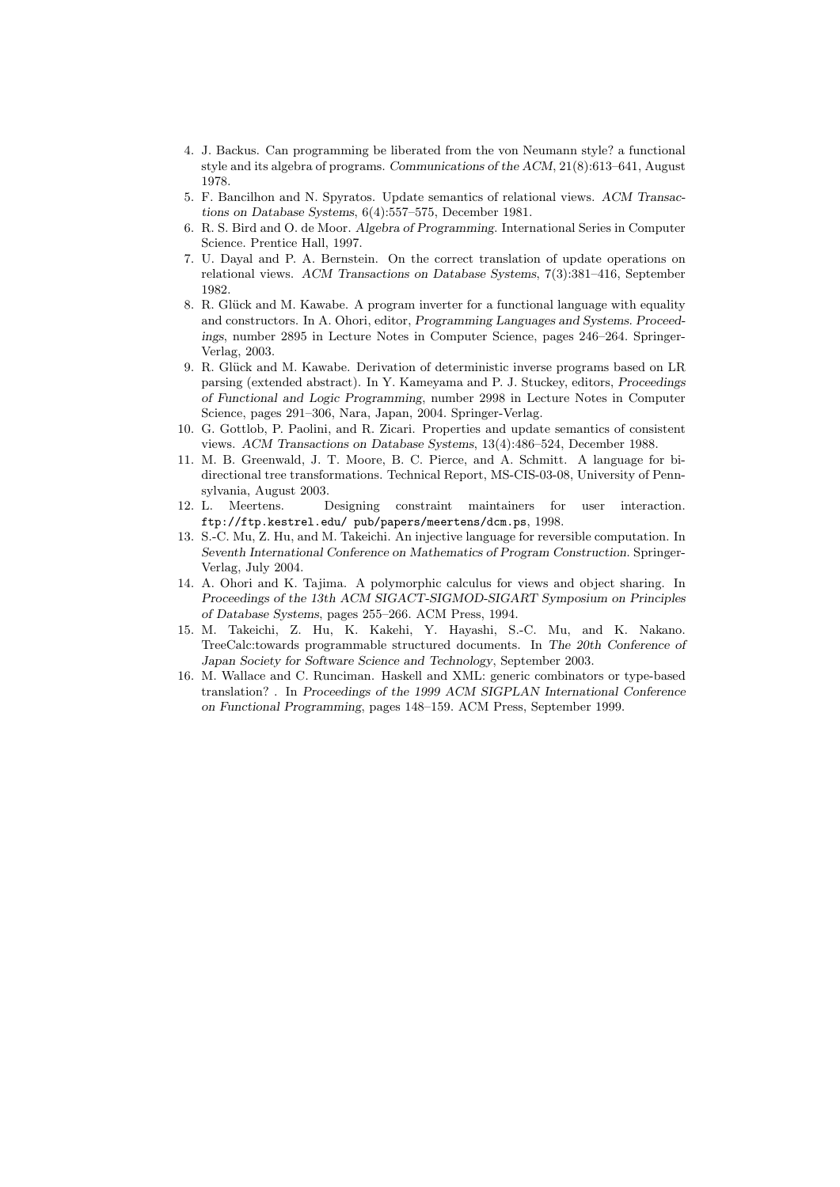4. J. Backus. Can programming be liberated from the von Neumann style? a functional style and its algebra of programs. *Communications of the ACM*, 21(8):613–641, August 1978.
5. F. Bancilhon and N. Spyratos. Update semantics of relational views. *ACM Transactions on Database Systems*, 6(4):557–575, December 1981.
6. R. S. Bird and O. de Moor. *Algebra of Programming*. International Series in Computer Science. Prentice Hall, 1997.
7. U. Dayal and P. A. Bernstein. On the correct translation of update operations on relational views. *ACM Transactions on Database Systems*, 7(3):381–416, September 1982.
8. R. Glück and M. Kawabe. A program inverter for a functional language with equality and constructors. In A. Ohori, editor, *Programming Languages and Systems. Proceedings*, number 2895 in Lecture Notes in Computer Science, pages 246–264. Springer-Verlag, 2003.
9. R. Glück and M. Kawabe. Derivation of deterministic inverse programs based on LR parsing (extended abstract). In Y. Kameyama and P. J. Stuckey, editors, *Proceedings of Functional and Logic Programming*, number 2998 in Lecture Notes in Computer Science, pages 291–306, Nara, Japan, 2004. Springer-Verlag.
10. G. Gottlob, P. Paolini, and R. Zicari. Properties and update semantics of consistent views. *ACM Transactions on Database Systems*, 13(4):486–524, December 1988.
11. M. B. Greenwald, J. T. Moore, B. C. Pierce, and A. Schmitt. A language for bi-directional tree transformations. Technical Report, MS-CIS-03-08, University of Pennsylvania, August 2003.
12. L. Meertens. Designing constraint maintainers for user interaction. `ftp://ftp.kestrel.edu/ pub/papers/meertens/dcm.ps`, 1998.
13. S.-C. Mu, Z. Hu, and M. Takeichi. An injective language for reversible computation. In *Seventh International Conference on Mathematics of Program Construction*. Springer-Verlag, July 2004.
14. A. Ohori and K. Tajima. A polymorphic calculus for views and object sharing. In *Proceedings of the 13th ACM SIGACT-SIGMOD-SIGART Symposium on Principles of Database Systems*, pages 255–266. ACM Press, 1994.
15. M. Takeichi, Z. Hu, K. Kakehi, Y. Hayashi, S.-C. Mu, and K. Nakano. TreeCalc:towards programmable structured documents. In *The 20th Conference of Japan Society for Software Science and Technology*, September 2003.
16. M. Wallace and C. Runciman. Haskell and XML: generic combinators or type-based translation? . In *Proceedings of the 1999 ACM SIGPLAN International Conference on Functional Programming*, pages 148–159. ACM Press, September 1999.